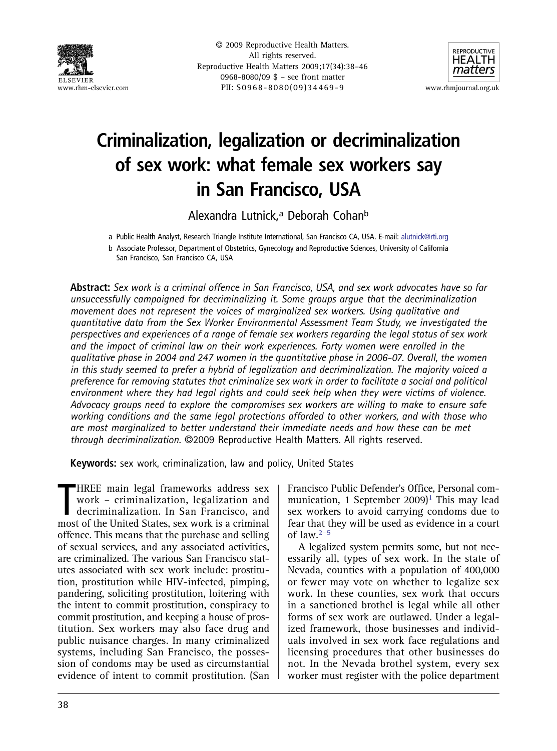# Criminalization, legalization or decriminalization of sex work: what female sex workers say in San Francisco, USA

Alexandra Lutnick,[a] Deborah Cohan[b]

a Public Health Analyst, Research Triangle Institute International, San Francisco CA, USA. E-mail: alutnick@rti.org

b Associate Professor, Department of Obstetrics, Gynecology and Reproductive Sciences, University of California San Francisco, San Francisco CA, USA

**Abstract:** *Sex work is a criminal offence in San Francisco, USA, and sex work advocates have so far unsuccessfully campaigned for decriminalizing it. Some groups argue that the decriminalization movement does not represent the voices of marginalized sex workers. Using qualitative and quantitative data from the Sex Worker Environmental Assessment Team Study, we investigated the perspectives and experiences of a range of female sex workers regarding the legal status of sex work and the impact of criminal law on their work experiences. Forty women were enrolled in the qualitative phase in 2004 and 247 women in the quantitative phase in 2006-07. Overall, the women in this study seemed to prefer a hybrid of legalization and decriminalization. The majority voiced a preference for removing statutes that criminalize sex work in order to facilitate a social and political environment where they had legal rights and could seek help when they were victims of violence. Advocacy groups need to explore the compromises sex workers are willing to make to ensure safe working conditions and the same legal protections afforded to other workers, and with those who are most marginalized to better understand their immediate needs and how these can be met through decriminalization.* ©2009 Reproductive Health Matters. All rights reserved.

**Keywords:** sex work, criminalization, law and policy, United States

THREE main legal frameworks address sex work – criminalization, legalization and decriminalization. In San Francisco, and most of the United States, sex work is a criminal offence. This means that the purchase and selling of sexual services, and any associated activities, are criminalized. The various San Francisco statutes associated with sex work include: prostitution, prostitution while HIV-infected, pimping, pandering, soliciting prostitution, loitering with the intent to commit prostitution, conspiracy to commit prostitution, and keeping a house of prostitution. Sex workers may also face drug and public nuisance charges. In many criminalized systems, including San Francisco, the possession of condoms may be used as circumstantial evidence of intent to commit prostitution. (San Francisco Public Defender's Office, Personal communication, 1 September 2009)[1] This may lead sex workers to avoid carrying condoms due to fear that they will be used as evidence in a court of law.[2–5]

A legalized system permits some, but not necessarily all, types of sex work. In the state of Nevada, counties with a population of 400,000 or fewer may vote on whether to legalize sex work. In these counties, sex work that occurs in a sanctioned brothel is legal while all other forms of sex work are outlawed. Under a legalized framework, those businesses and individuals involved in sex work face regulations and licensing procedures that other businesses do not. In the Nevada brothel system, every sex worker must register with the police department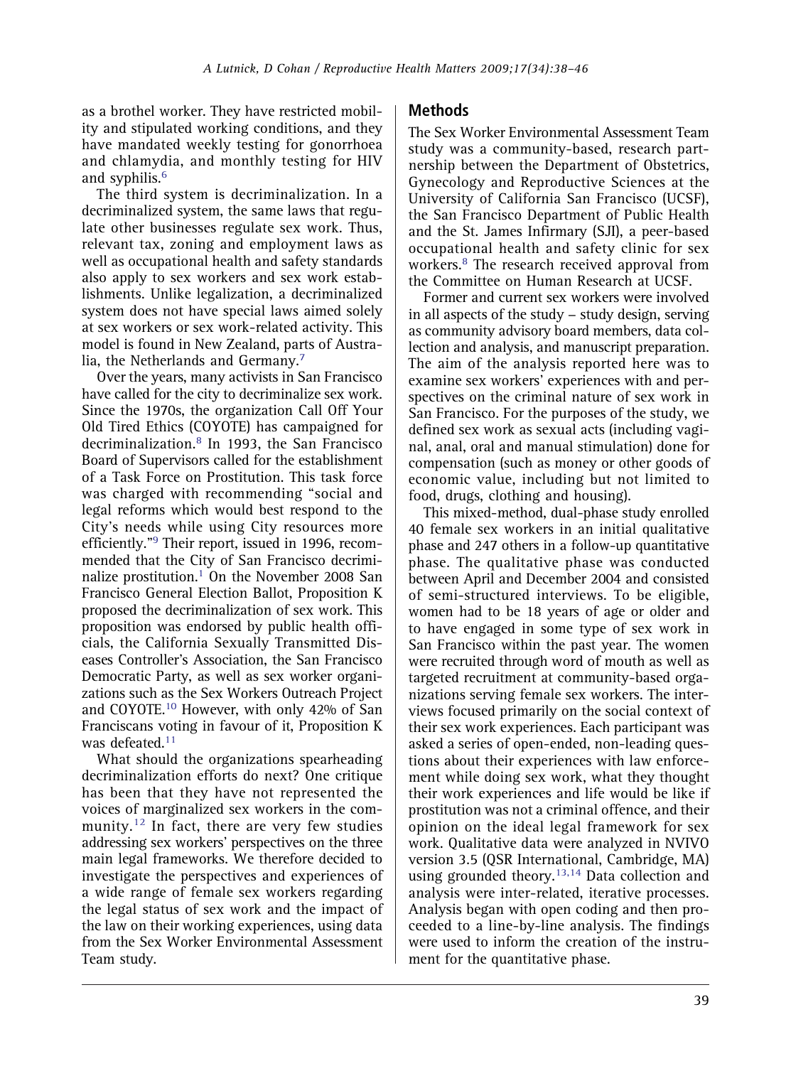as a brothel worker. They have restricted mobility and stipulated working conditions, and they have mandated weekly testing for gonorrhoea and chlamydia, and monthly testing for HIV and syphilis.[6]

The third system is decriminalization. In a decriminalized system, the same laws that regulate other businesses regulate sex work. Thus, relevant tax, zoning and employment laws as well as occupational health and safety standards also apply to sex workers and sex work establishments. Unlike legalization, a decriminalized system does not have special laws aimed solely at sex workers or sex work-related activity. This model is found in New Zealand, parts of Australia, the Netherlands and Germany.[7]

Over the years, many activists in San Francisco have called for the city to decriminalize sex work. Since the 1970s, the organization Call Off Your Old Tired Ethics (COYOTE) has campaigned for decriminalization.[8] In 1993, the San Francisco Board of Supervisors called for the establishment of a Task Force on Prostitution. This task force was charged with recommending "social and legal reforms which would best respond to the City's needs while using City resources more efficiently."[9] Their report, issued in 1996, recommended that the City of San Francisco decriminalize prostitution.[1] On the November 2008 San Francisco General Election Ballot, Proposition K proposed the decriminalization of sex work. This proposition was endorsed by public health officials, the California Sexually Transmitted Diseases Controller's Association, the San Francisco Democratic Party, as well as sex worker organizations such as the Sex Workers Outreach Project and COYOTE.[10] However, with only 42% of San Franciscans voting in favour of it, Proposition K was defeated.[11]

What should the organizations spearheading decriminalization efforts do next? One critique has been that they have not represented the voices of marginalized sex workers in the community.[12] In fact, there are very few studies addressing sex workers' perspectives on the three main legal frameworks. We therefore decided to investigate the perspectives and experiences of a wide range of female sex workers regarding the legal status of sex work and the impact of the law on their working experiences, using data from the Sex Worker Environmental Assessment Team study.

## Methods

The Sex Worker Environmental Assessment Team study was a community-based, research partnership between the Department of Obstetrics, Gynecology and Reproductive Sciences at the University of California San Francisco (UCSF), the San Francisco Department of Public Health and the St. James Infirmary (SJI), a peer-based occupational health and safety clinic for sex workers.[8] The research received approval from the Committee on Human Research at UCSF.

Former and current sex workers were involved in all aspects of the study – study design, serving as community advisory board members, data collection and analysis, and manuscript preparation. The aim of the analysis reported here was to examine sex workers' experiences with and perspectives on the criminal nature of sex work in San Francisco. For the purposes of the study, we defined sex work as sexual acts (including vaginal, anal, oral and manual stimulation) done for compensation (such as money or other goods of economic value, including but not limited to food, drugs, clothing and housing).

This mixed-method, dual-phase study enrolled 40 female sex workers in an initial qualitative phase and 247 others in a follow-up quantitative phase. The qualitative phase was conducted between April and December 2004 and consisted of semi-structured interviews. To be eligible, women had to be 18 years of age or older and to have engaged in some type of sex work in San Francisco within the past year. The women were recruited through word of mouth as well as targeted recruitment at community-based organizations serving female sex workers. The interviews focused primarily on the social context of their sex work experiences. Each participant was asked a series of open-ended, non-leading questions about their experiences with law enforcement while doing sex work, what they thought their work experiences and life would be like if prostitution was not a criminal offence, and their opinion on the ideal legal framework for sex work. Qualitative data were analyzed in NVIVO version 3.5 (QSR International, Cambridge, MA) using grounded theory.[13,14] Data collection and analysis were inter-related, iterative processes. Analysis began with open coding and then proceeded to a line-by-line analysis. The findings were used to inform the creation of the instrument for the quantitative phase.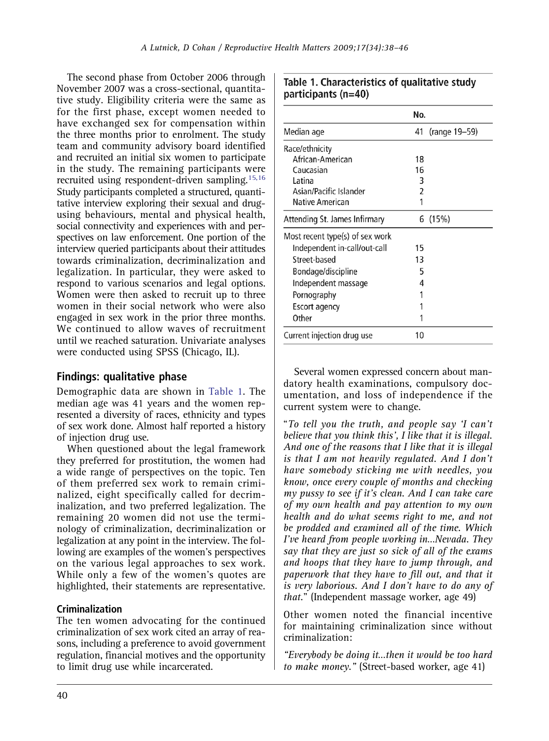The second phase from October 2006 through November 2007 was a cross-sectional, quantitative study. Eligibility criteria were the same as for the first phase, except women needed to have exchanged sex for compensation within the three months prior to enrolment. The study team and community advisory board identified and recruited an initial six women to participate in the study. The remaining participants were recruited using respondent-driven sampling.[15,16] Study participants completed a structured, quantitative interview exploring their sexual and drug-using behaviours, mental and physical health, social connectivity and experiences with and perspectives on law enforcement. One portion of the interview queried participants about their attitudes towards criminalization, decriminalization and legalization. In particular, they were asked to respond to various scenarios and legal options. Women were then asked to recruit up to three women in their social network who were also engaged in sex work in the prior three months. We continued to allow waves of recruitment until we reached saturation. Univariate analyses were conducted using SPSS (Chicago, IL).

## Findings: qualitative phase

Demographic data are shown in Table 1. The median age was 41 years and the women represented a diversity of races, ethnicity and types of sex work done. Almost half reported a history of injection drug use.

When questioned about the legal framework they preferred for prostitution, the women had a wide range of perspectives on the topic. Ten of them preferred sex work to remain criminalized, eight specifically called for decriminalization, and two preferred legalization. The remaining 20 women did not use the terminology of criminalization, decriminalization or legalization at any point in the interview. The following are examples of the women's perspectives on the various legal approaches to sex work. While only a few of the women's quotes are highlighted, their statements are representative.

### Criminalization

The ten women advocating for the continued criminalization of sex work cited an array of reasons, including a preference to avoid government regulation, financial motives and the opportunity to limit drug use while incarcerated.

**Table 1. Characteristics of qualitative study participants (n=40)**

| | No. |
|---|---|
| Median age | 41 (range 19–59) |
| Race/ethnicity | |
| African-American | 18 |
| Caucasian | 16 |
| Latina | 3 |
| Asian/Pacific Islander | 2 |
| Native American | 1 |
| Attending St. James Infirmary | 6 (15%) |
| Most recent type(s) of sex work | |
| Independent in-call/out-call | 15 |
| Street-based | 13 |
| Bondage/discipline | 5 |
| Independent massage | 4 |
| Pornography | 1 |
| Escort agency | 1 |
| Other | 1 |
| Current injection drug use | 10 |

Several women expressed concern about mandatory health examinations, compulsory documentation, and loss of independence if the current system were to change.

"*To tell you the truth, and people say 'I can't believe that you think this', I like that it is illegal. And one of the reasons that I like that it is illegal is that I am not heavily regulated. And I don't have somebody sticking me with needles, you know, once every couple of months and checking my pussy to see if it's clean. And I can take care of my own health and pay attention to my own health and do what seems right to me, and not be prodded and examined all of the time. Which I've heard from people working in...Nevada. They say that they are just so sick of all of the exams and hoops that they have to jump through, and paperwork that they have to fill out, and that it is very laborious. And I don't have to do any of that.*" (Independent massage worker, age 49)

Other women noted the financial incentive for maintaining criminalization since without criminalization:

*"Everybody be doing it...then it would be too hard to make money."* (Street-based worker, age 41)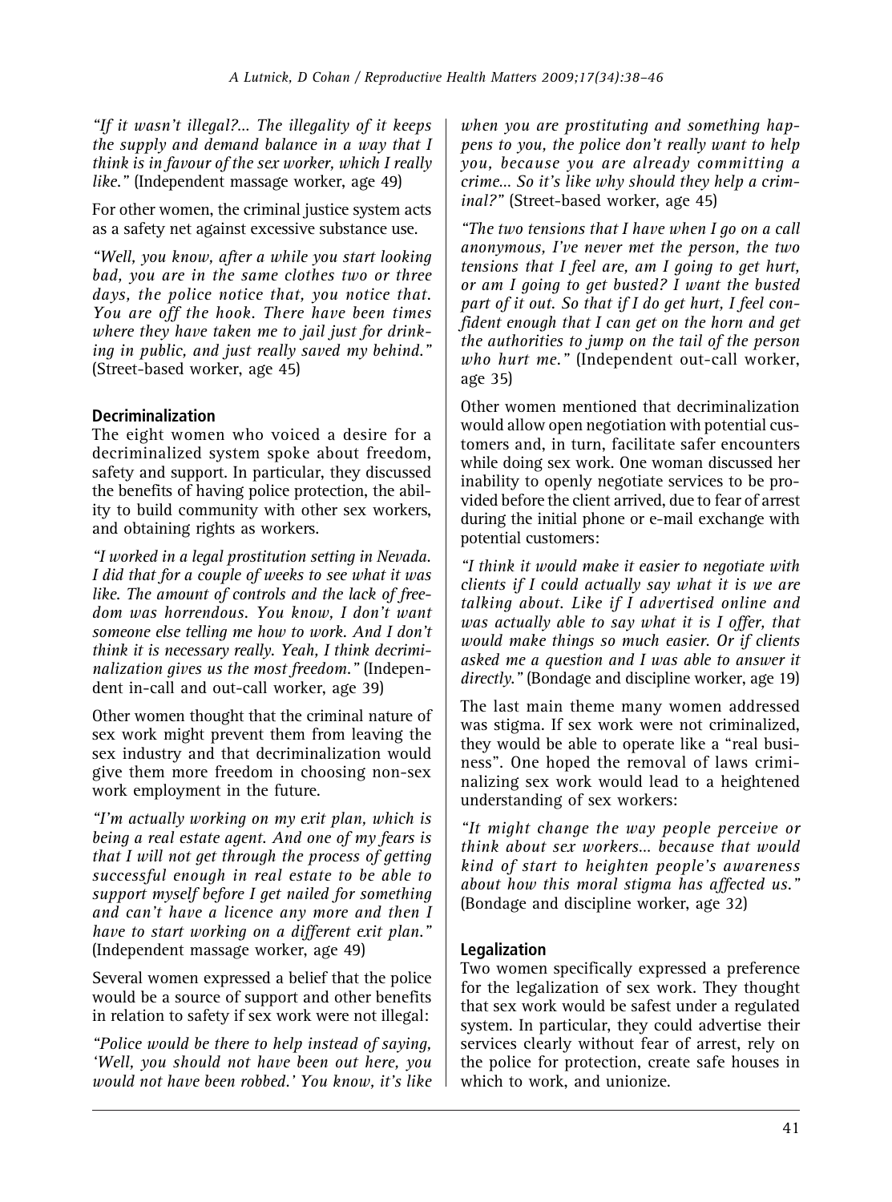*"If it wasn't illegal?... The illegality of it keeps the supply and demand balance in a way that I think is in favour of the sex worker, which I really like."* (Independent massage worker, age 49)

For other women, the criminal justice system acts as a safety net against excessive substance use.

*"Well, you know, after a while you start looking bad, you are in the same clothes two or three days, the police notice that, you notice that. You are off the hook. There have been times where they have taken me to jail just for drinking in public, and just really saved my behind."* (Street-based worker, age 45)

### Decriminalization

The eight women who voiced a desire for a decriminalized system spoke about freedom, safety and support. In particular, they discussed the benefits of having police protection, the ability to build community with other sex workers, and obtaining rights as workers.

*"I worked in a legal prostitution setting in Nevada. I did that for a couple of weeks to see what it was like. The amount of controls and the lack of freedom was horrendous. You know, I don't want someone else telling me how to work. And I don't think it is necessary really. Yeah, I think decriminalization gives us the most freedom."* (Independent in-call and out-call worker, age 39)

Other women thought that the criminal nature of sex work might prevent them from leaving the sex industry and that decriminalization would give them more freedom in choosing non-sex work employment in the future.

*"I'm actually working on my exit plan, which is being a real estate agent. And one of my fears is that I will not get through the process of getting successful enough in real estate to be able to support myself before I get nailed for something and can't have a licence any more and then I have to start working on a different exit plan."* (Independent massage worker, age 49)

Several women expressed a belief that the police would be a source of support and other benefits in relation to safety if sex work were not illegal:

*"Police would be there to help instead of saying, 'Well, you should not have been out here, you would not have been robbed.' You know, it's like when you are prostituting and something happens to you, the police don't really want to help you, because you are already committing a crime... So it's like why should they help a criminal?"* (Street-based worker, age 45)

*"The two tensions that I have when I go on a call anonymous, I've never met the person, the two tensions that I feel are, am I going to get hurt, or am I going to get busted? I want the busted part of it out. So that if I do get hurt, I feel confident enough that I can get on the horn and get the authorities to jump on the tail of the person who hurt me."* (Independent out-call worker, age 35)

Other women mentioned that decriminalization would allow open negotiation with potential customers and, in turn, facilitate safer encounters while doing sex work. One woman discussed her inability to openly negotiate services to be provided before the client arrived, due to fear of arrest during the initial phone or e-mail exchange with potential customers:

*"I think it would make it easier to negotiate with clients if I could actually say what it is we are talking about. Like if I advertised online and was actually able to say what it is I offer, that would make things so much easier. Or if clients asked me a question and I was able to answer it directly."* (Bondage and discipline worker, age 19)

The last main theme many women addressed was stigma. If sex work were not criminalized, they would be able to operate like a "real business". One hoped the removal of laws criminalizing sex work would lead to a heightened understanding of sex workers:

*"It might change the way people perceive or think about sex workers... because that would kind of start to heighten people's awareness about how this moral stigma has affected us."* (Bondage and discipline worker, age 32)

### Legalization

Two women specifically expressed a preference for the legalization of sex work. They thought that sex work would be safest under a regulated system. In particular, they could advertise their services clearly without fear of arrest, rely on the police for protection, create safe houses in which to work, and unionize.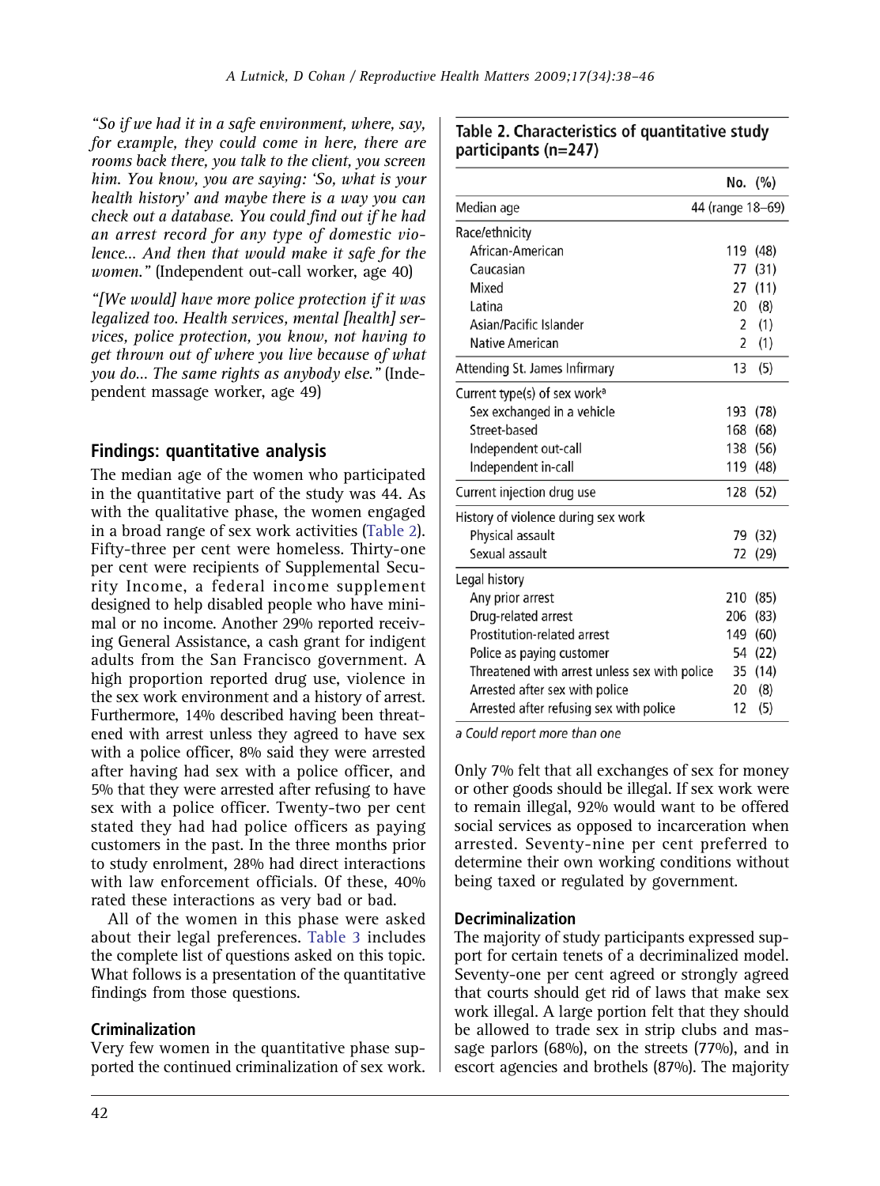*"So if we had it in a safe environment, where, say, for example, they could come in here, there are rooms back there, you talk to the client, you screen him. You know, you are saying: 'So, what is your health history' and maybe there is a way you can check out a database. You could find out if he had an arrest record for any type of domestic violence... And then that would make it safe for the women."* (Independent out-call worker, age 40)

*"[We would] have more police protection if it was legalized too. Health services, mental [health] services, police protection, you know, not having to get thrown out of where you live because of what you do... The same rights as anybody else."* (Independent massage worker, age 49)

## Findings: quantitative analysis

The median age of the women who participated in the quantitative part of the study was 44. As with the qualitative phase, the women engaged in a broad range of sex work activities (Table 2). Fifty-three per cent were homeless. Thirty-one per cent were recipients of Supplemental Security Income, a federal income supplement designed to help disabled people who have minimal or no income. Another 29% reported receiving General Assistance, a cash grant for indigent adults from the San Francisco government. A high proportion reported drug use, violence in the sex work environment and a history of arrest. Furthermore, 14% described having been threatened with arrest unless they agreed to have sex with a police officer, 8% said they were arrested after having had sex with a police officer, and 5% that they were arrested after refusing to have sex with a police officer. Twenty-two per cent stated they had had police officers as paying customers in the past. In the three months prior to study enrolment, 28% had direct interactions with law enforcement officials. Of these, 40% rated these interactions as very bad or bad.

All of the women in this phase were asked about their legal preferences. Table 3 includes the complete list of questions asked on this topic. What follows is a presentation of the quantitative findings from those questions.

**Table 2. Characteristics of quantitative study participants (n=247)**

| | No. (%) |
|---|---|
| Median age | 44 (range 18–69) |
| **Race/ethnicity** | |
| African-American | 119 (48) |
| Caucasian | 77 (31) |
| Mixed | 27 (11) |
| Latina | 20 (8) |
| Asian/Pacific Islander | 2 (1) |
| Native American | 2 (1) |
| Attending St. James Infirmary | 13 (5) |
| **Current type(s) of sex work[a]** | |
| Sex exchanged in a vehicle | 193 (78) |
| Street-based | 168 (68) |
| Independent out-call | 138 (56) |
| Independent in-call | 119 (48) |
| Current injection drug use | 128 (52) |
| **History of violence during sex work** | |
| Physical assault | 79 (32) |
| Sexual assault | 72 (29) |
| **Legal history** | |
| Any prior arrest | 210 (85) |
| Drug-related arrest | 206 (83) |
| Prostitution-related arrest | 149 (60) |
| Police as paying customer | 54 (22) |
| Threatened with arrest unless sex with police | 35 (14) |
| Arrested after sex with police | 20 (8) |
| Arrested after refusing sex with police | 12 (5) |

*a Could report more than one*

### Criminalization

Very few women in the quantitative phase supported the continued criminalization of sex work. Only 7% felt that all exchanges of sex for money or other goods should be illegal. If sex work were to remain illegal, 92% would want to be offered social services as opposed to incarceration when arrested. Seventy-nine per cent preferred to determine their own working conditions without being taxed or regulated by government.

### Decriminalization

The majority of study participants expressed support for certain tenets of a decriminalized model. Seventy-one per cent agreed or strongly agreed that courts should get rid of laws that make sex work illegal. A large portion felt that they should be allowed to trade sex in strip clubs and massage parlors (68%), on the streets (77%), and in escort agencies and brothels (87%). The majority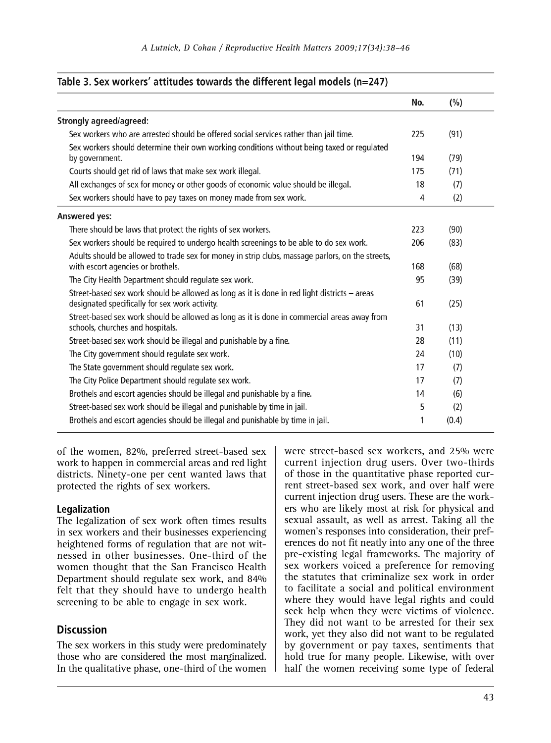**Table 3. Sex workers' attitudes towards the different legal models (n=247)**

| | No. | (%) |
|---|---|---|
| **Strongly agreed/agreed:** | | |
| Sex workers who are arrested should be offered social services rather than jail time. | 225 | (91) |
| Sex workers should determine their own working conditions without being taxed or regulated by government. | 194 | (79) |
| Courts should get rid of laws that make sex work illegal. | 175 | (71) |
| All exchanges of sex for money or other goods of economic value should be illegal. | 18 | (7) |
| Sex workers should have to pay taxes on money made from sex work. | 4 | (2) |
| **Answered yes:** | | |
| There should be laws that protect the rights of sex workers. | 223 | (90) |
| Sex workers should be required to undergo health screenings to be able to do sex work. | 206 | (83) |
| Adults should be allowed to trade sex for money in strip clubs, massage parlors, on the streets, with escort agencies or brothels. | 168 | (68) |
| The City Health Department should regulate sex work. | 95 | (39) |
| Street-based sex work should be allowed as long as it is done in red light districts – areas designated specifically for sex work activity. | 61 | (25) |
| Street-based sex work should be allowed as long as it is done in commercial areas away from schools, churches and hospitals. | 31 | (13) |
| Street-based sex work should be illegal and punishable by a fine. | 28 | (11) |
| The City government should regulate sex work. | 24 | (10) |
| The State government should regulate sex work. | 17 | (7) |
| The City Police Department should regulate sex work. | 17 | (7) |
| Brothels and escort agencies should be illegal and punishable by a fine. | 14 | (6) |
| Street-based sex work should be illegal and punishable by time in jail. | 5 | (2) |
| Brothels and escort agencies should be illegal and punishable by time in jail. | 1 | (0.4) |

of the women, 82%, preferred street-based sex work to happen in commercial areas and red light districts. Ninety-one per cent wanted laws that protected the rights of sex workers.

### Legalization

The legalization of sex work often times results in sex workers and their businesses experiencing heightened forms of regulation that are not witnessed in other businesses. One-third of the women thought that the San Francisco Health Department should regulate sex work, and 84% felt that they should have to undergo health screening to be able to engage in sex work.

## Discussion

The sex workers in this study were predominately those who are considered the most marginalized. In the qualitative phase, one-third of the women were street-based sex workers, and 25% were current injection drug users. Over two-thirds of those in the quantitative phase reported current street-based sex work, and over half were current injection drug users. These are the workers who are likely most at risk for physical and sexual assault, as well as arrest. Taking all the women's responses into consideration, their preferences do not fit neatly into any one of the three pre-existing legal frameworks. The majority of sex workers voiced a preference for removing the statutes that criminalize sex work in order to facilitate a social and political environment where they would have legal rights and could seek help when they were victims of violence. They did not want to be arrested for their sex work, yet they also did not want to be regulated by government or pay taxes, sentiments that hold true for many people. Likewise, with over half the women receiving some type of federal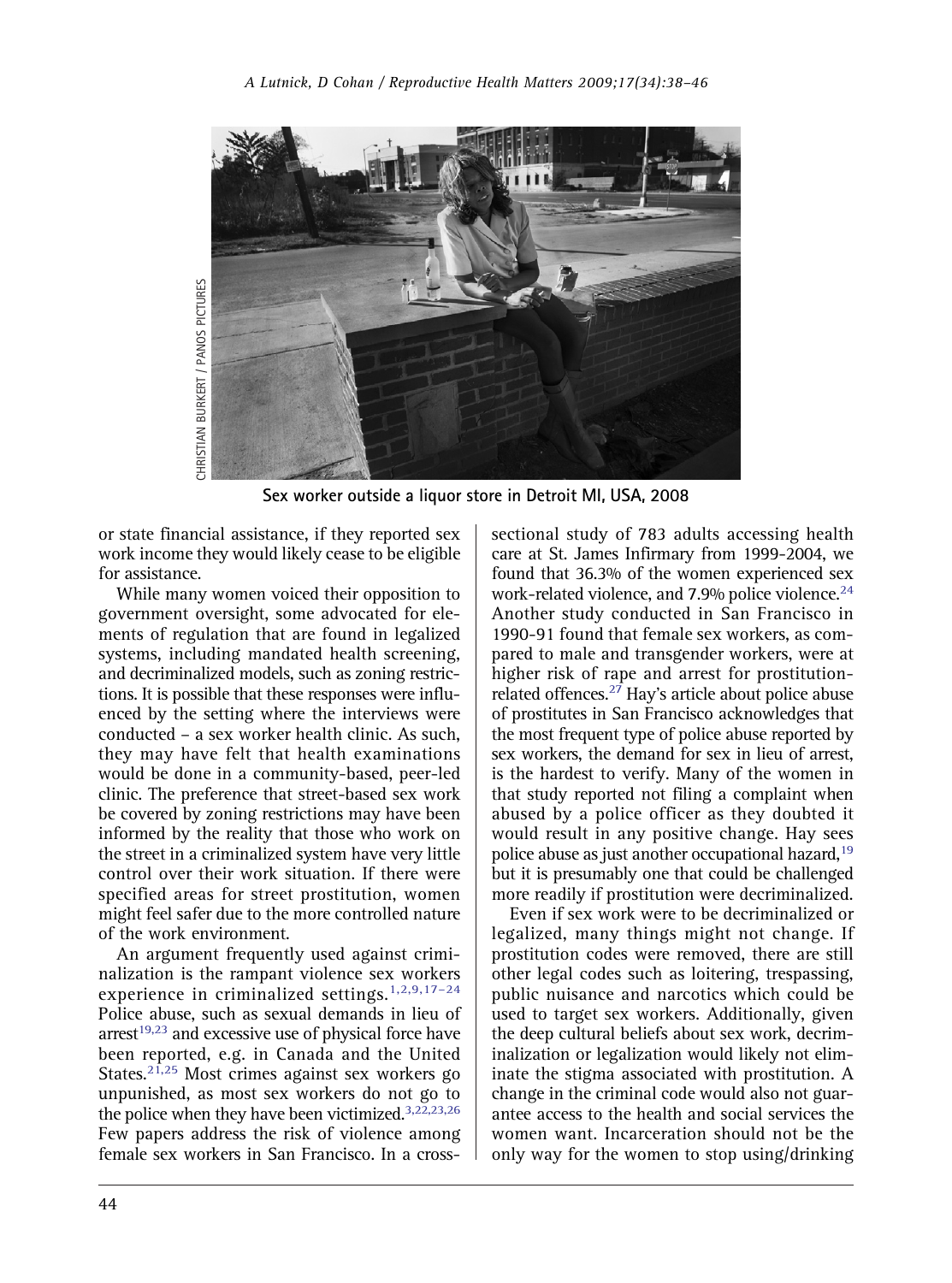CHRISTIAN BURKERT / PANOS PICTURES

Sex worker outside a liquor store in Detroit MI, USA, 2008

or state financial assistance, if they reported sex work income they would likely cease to be eligible for assistance.

While many women voiced their opposition to government oversight, some advocated for elements of regulation that are found in legalized systems, including mandated health screening, and decriminalized models, such as zoning restrictions. It is possible that these responses were influenced by the setting where the interviews were conducted – a sex worker health clinic. As such, they may have felt that health examinations would be done in a community-based, peer-led clinic. The preference that street-based sex work be covered by zoning restrictions may have been informed by the reality that those who work on the street in a criminalized system have very little control over their work situation. If there were specified areas for street prostitution, women might feel safer due to the more controlled nature of the work environment.

An argument frequently used against criminalization is the rampant violence sex workers experience in criminalized settings.[1,2,9,17–24] Police abuse, such as sexual demands in lieu of arrest[19,23] and excessive use of physical force have been reported, e.g. in Canada and the United States.[21,25] Most crimes against sex workers go unpunished, as most sex workers do not go to the police when they have been victimized.[3,22,23,26] Few papers address the risk of violence among female sex workers in San Francisco. In a cross-sectional study of 783 adults accessing health care at St. James Infirmary from 1999-2004, we found that 36.3% of the women experienced sex work-related violence, and 7.9% police violence.[24] Another study conducted in San Francisco in 1990-91 found that female sex workers, as compared to male and transgender workers, were at higher risk of rape and arrest for prostitution-related offences.[27] Hay's article about police abuse of prostitutes in San Francisco acknowledges that the most frequent type of police abuse reported by sex workers, the demand for sex in lieu of arrest, is the hardest to verify. Many of the women in that study reported not filing a complaint when abused by a police officer as they doubted it would result in any positive change. Hay sees police abuse as just another occupational hazard,[19] but it is presumably one that could be challenged more readily if prostitution were decriminalized.

Even if sex work were to be decriminalized or legalized, many things might not change. If prostitution codes were removed, there are still other legal codes such as loitering, trespassing, public nuisance and narcotics which could be used to target sex workers. Additionally, given the deep cultural beliefs about sex work, decriminalization or legalization would likely not eliminate the stigma associated with prostitution. A change in the criminal code would also not guarantee access to the health and social services the women want. Incarceration should not be the only way for the women to stop using/drinking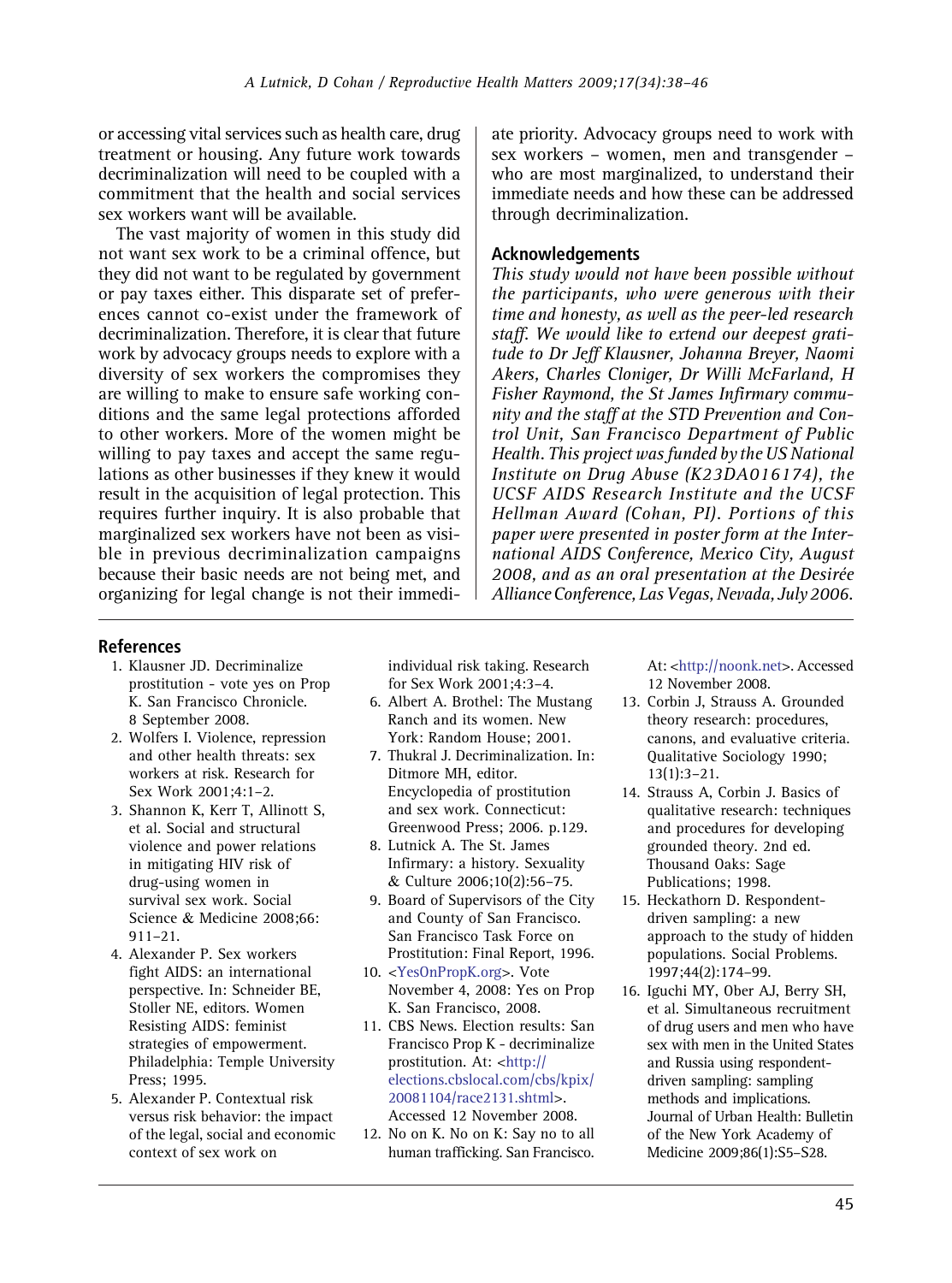or accessing vital services such as health care, drug treatment or housing. Any future work towards decriminalization will need to be coupled with a commitment that the health and social services sex workers want will be available.

The vast majority of women in this study did not want sex work to be a criminal offence, but they did not want to be regulated by government or pay taxes either. This disparate set of preferences cannot co-exist under the framework of decriminalization. Therefore, it is clear that future work by advocacy groups needs to explore with a diversity of sex workers the compromises they are willing to make to ensure safe working conditions and the same legal protections afforded to other workers. More of the women might be willing to pay taxes and accept the same regulations as other businesses if they knew it would result in the acquisition of legal protection. This requires further inquiry. It is also probable that marginalized sex workers have not been as visible in previous decriminalization campaigns because their basic needs are not being met, and organizing for legal change is not their immediate priority. Advocacy groups need to work with sex workers – women, men and transgender – who are most marginalized, to understand their immediate needs and how these can be addressed through decriminalization.

## Acknowledgements

*This study would not have been possible without the participants, who were generous with their time and honesty, as well as the peer-led research staff. We would like to extend our deepest gratitude to Dr Jeff Klausner, Johanna Breyer, Naomi Akers, Charles Cloniger, Dr Willi McFarland, H Fisher Raymond, the St James Infirmary community and the staff at the STD Prevention and Control Unit, San Francisco Department of Public Health. This project was funded by the US National Institute on Drug Abuse (K23DA016174), the UCSF AIDS Research Institute and the UCSF Hellman Award (Cohan, PI). Portions of this paper were presented in poster form at the International AIDS Conference, Mexico City, August 2008, and as an oral presentation at the Desirée Alliance Conference, Las Vegas, Nevada, July 2006.*

## References

1. Klausner JD. Decriminalize prostitution - vote yes on Prop K. San Francisco Chronicle. 8 September 2008.
2. Wolfers I. Violence, repression and other health threats: sex workers at risk. Research for Sex Work 2001;4:1–2.
3. Shannon K, Kerr T, Allinott S, et al. Social and structural violence and power relations in mitigating HIV risk of drug-using women in survival sex work. Social Science & Medicine 2008;66: 911–21.
4. Alexander P. Sex workers fight AIDS: an international perspective. In: Schneider BE, Stoller NE, editors. Women Resisting AIDS: feminist strategies of empowerment. Philadelphia: Temple University Press; 1995.
5. Alexander P. Contextual risk versus risk behavior: the impact of the legal, social and economic context of sex work on individual risk taking. Research for Sex Work 2001;4:3–4.
6. Albert A. Brothel: The Mustang Ranch and its women. New York: Random House; 2001.
7. Thukral J. Decriminalization. In: Ditmore MH, editor. Encyclopedia of prostitution and sex work. Connecticut: Greenwood Press; 2006. p.129.
8. Lutnick A. The St. James Infirmary: a history. Sexuality & Culture 2006;10(2):56–75.
9. Board of Supervisors of the City and County of San Francisco. San Francisco Task Force on Prostitution: Final Report, 1996.
10. <YesOnPropK.org>. Vote November 4, 2008: Yes on Prop K. San Francisco, 2008.
11. CBS News. Election results: San Francisco Prop K - decriminalize prostitution. At: <http://elections.cbslocal.com/cbs/kpix/20081104/race2131.shtml>. Accessed 12 November 2008.
12. No on K. No on K: Say no to all human trafficking. San Francisco. At: <http://noonk.net>. Accessed 12 November 2008.
13. Corbin J, Strauss A. Grounded theory research: procedures, canons, and evaluative criteria. Qualitative Sociology 1990; 13(1):3–21.
14. Strauss A, Corbin J. Basics of qualitative research: techniques and procedures for developing grounded theory. 2nd ed. Thousand Oaks: Sage Publications; 1998.
15. Heckathorn D. Respondent-driven sampling: a new approach to the study of hidden populations. Social Problems. 1997;44(2):174–99.
16. Iguchi MY, Ober AJ, Berry SH, et al. Simultaneous recruitment of drug users and men who have sex with men in the United States and Russia using respondent-driven sampling: sampling methods and implications. Journal of Urban Health: Bulletin of the New York Academy of Medicine 2009;86(1):S5–S28.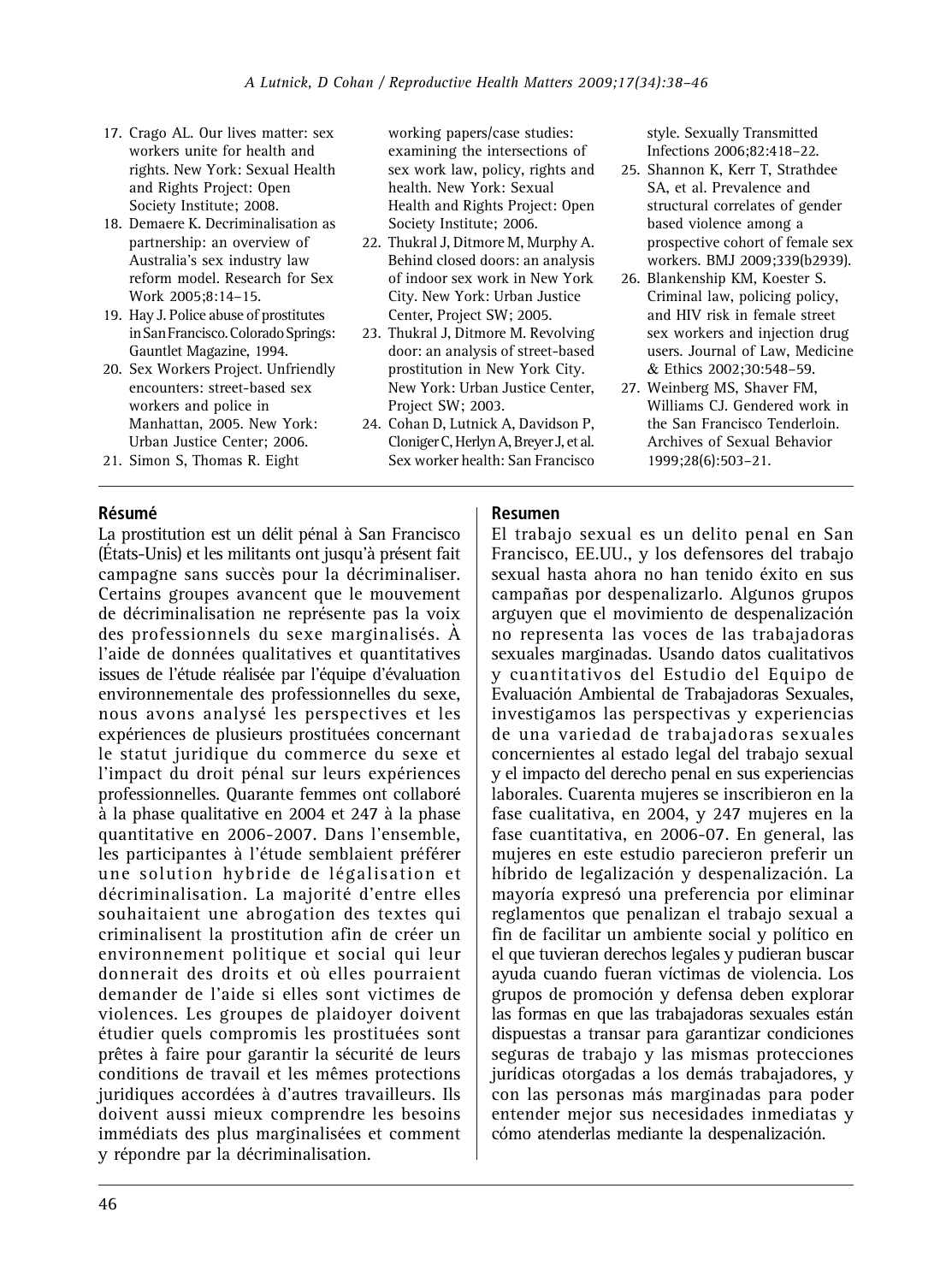17. Crago AL. Our lives matter: sex workers unite for health and rights. New York: Sexual Health and Rights Project: Open Society Institute; 2008.
18. Demaere K. Decriminalisation as partnership: an overview of Australia's sex industry law reform model. Research for Sex Work 2005;8:14–15.
19. Hay J. Police abuse of prostitutes in San Francisco. Colorado Springs: Gauntlet Magazine, 1994.
20. Sex Workers Project. Unfriendly encounters: street-based sex workers and police in Manhattan, 2005. New York: Urban Justice Center; 2006.
21. Simon S, Thomas R. Eight working papers/case studies: examining the intersections of sex work law, policy, rights and health. New York: Sexual Health and Rights Project: Open Society Institute; 2006.
22. Thukral J, Ditmore M, Murphy A. Behind closed doors: an analysis of indoor sex work in New York City. New York: Urban Justice Center, Project SW; 2005.
23. Thukral J, Ditmore M. Revolving door: an analysis of street-based prostitution in New York City. New York: Urban Justice Center, Project SW; 2003.
24. Cohan D, Lutnick A, Davidson P, Cloniger C, Herlyn A, Breyer J, et al. Sex worker health: San Francisco style. Sexually Transmitted Infections 2006;82:418–22.
25. Shannon K, Kerr T, Strathdee SA, et al. Prevalence and structural correlates of gender based violence among a prospective cohort of female sex workers. BMJ 2009;339(b2939).
26. Blankenship KM, Koester S. Criminal law, policing policy, and HIV risk in female street sex workers and injection drug users. Journal of Law, Medicine & Ethics 2002;30:548–59.
27. Weinberg MS, Shaver FM, Williams CJ. Gendered work in the San Francisco Tenderloin. Archives of Sexual Behavior 1999;28(6):503–21.

## Résumé

La prostitution est un délit pénal à San Francisco (États-Unis) et les militants ont jusqu'à présent fait campagne sans succès pour la décriminaliser. Certains groupes avancent que le mouvement de décriminalisation ne représente pas la voix des professionnels du sexe marginalisés. À l'aide de données qualitatives et quantitatives issues de l'étude réalisée par l'équipe d'évaluation environnementale des professionnelles du sexe, nous avons analysé les perspectives et les expériences de plusieurs prostituées concernant le statut juridique du commerce du sexe et l'impact du droit pénal sur leurs expériences professionnelles. Quarante femmes ont collaboré à la phase qualitative en 2004 et 247 à la phase quantitative en 2006-2007. Dans l'ensemble, les participantes à l'étude semblaient préférer une solution hybride de légalisation et décriminalisation. La majorité d'entre elles souhaitaient une abrogation des textes qui criminalisent la prostitution afin de créer un environnement politique et social qui leur donnerait des droits et où elles pourraient demander de l'aide si elles sont victimes de violences. Les groupes de plaidoyer doivent étudier quels compromis les prostituées sont prêtes à faire pour garantir la sécurité de leurs conditions de travail et les mêmes protections juridiques accordées à d'autres travailleurs. Ils doivent aussi mieux comprendre les besoins immédiats des plus marginalisées et comment y répondre par la décriminalisation.

## Resumen

El trabajo sexual es un delito penal en San Francisco, EE.UU., y los defensores del trabajo sexual hasta ahora no han tenido éxito en sus campañas por despenalizarlo. Algunos grupos arguyen que el movimiento de despenalización no representa las voces de las trabajadoras sexuales marginadas. Usando datos cualitativos y cuantitativos del Estudio del Equipo de Evaluación Ambiental de Trabajadoras Sexuales, investigamos las perspectivas y experiencias de una variedad de trabajadoras sexuales concernientes al estado legal del trabajo sexual y el impacto del derecho penal en sus experiencias laborales. Cuarenta mujeres se inscribieron en la fase cualitativa, en 2004, y 247 mujeres en la fase cuantitativa, en 2006-07. En general, las mujeres en este estudio parecieron preferir un híbrido de legalización y despenalización. La mayoría expresó una preferencia por eliminar reglamentos que penalizan el trabajo sexual a fin de facilitar un ambiente social y político en el que tuvieran derechos legales y pudieran buscar ayuda cuando fueran víctimas de violencia. Los grupos de promoción y defensa deben explorar las formas en que las trabajadoras sexuales están dispuestas a transar para garantizar condiciones seguras de trabajo y las mismas protecciones jurídicas otorgadas a los demás trabajadores, y con las personas más marginadas para poder entender mejor sus necesidades inmediatas y cómo atenderlas mediante la despenalización.